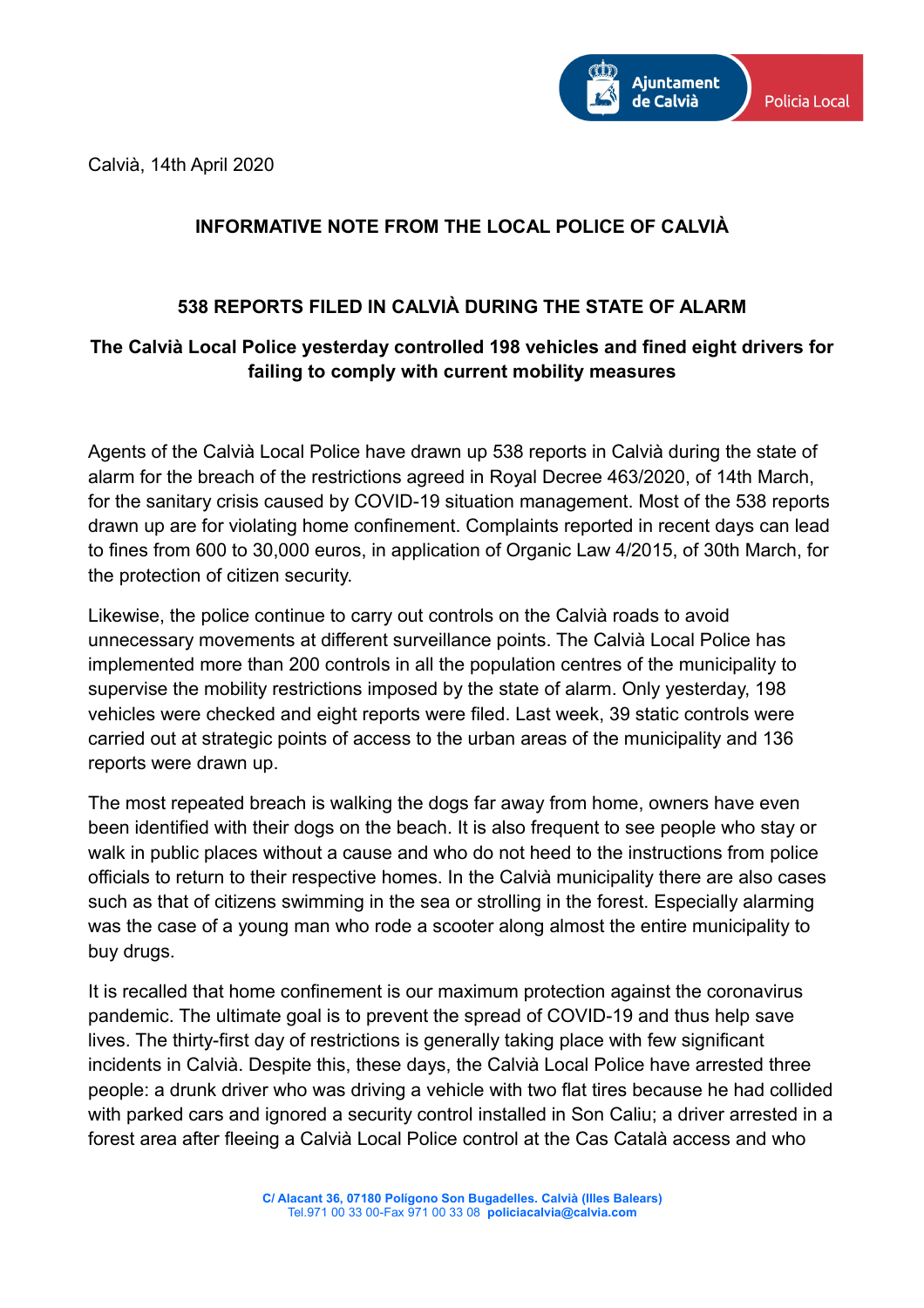Calvià, 14th April 2020

## INFORMATIVE NOTE FROM THE LOCAL POLICE OF CALVIÀ

## 538 REPORTS FILED IN CALVIÀ DURING THE STATE OF ALARM

### The Calvià Local Police yesterday controlled 198 vehicles and fined eight drivers for failing to comply with current mobility measures

Agents of the Calvià Local Police have drawn up 538 reports in Calvià during the state of alarm for the breach of the restrictions agreed in Royal Decree 463/2020, of 14th March, for the sanitary crisis caused by COVID-19 situation management. Most of the 538 reports drawn up are for violating home confinement. Complaints reported in recent days can lead to fines from 600 to 30,000 euros, in application of Organic Law 4/2015, of 30th March, for the protection of citizen security.

Likewise, the police continue to carry out controls on the Calvià roads to avoid unnecessary movements at different surveillance points. The Calvià Local Police has implemented more than 200 controls in all the population centres of the municipality to supervise the mobility restrictions imposed by the state of alarm. Only yesterday, 198 vehicles were checked and eight reports were filed. Last week, 39 static controls were carried out at strategic points of access to the urban areas of the municipality and 136 reports were drawn up.

The most repeated breach is walking the dogs far away from home, owners have even been identified with their dogs on the beach. It is also frequent to see people who stay or walk in public places without a cause and who do not heed to the instructions from police officials to return to their respective homes. In the Calvià municipality there are also cases such as that of citizens swimming in the sea or strolling in the forest. Especially alarming was the case of a young man who rode a scooter along almost the entire municipality to buy drugs.

It is recalled that home confinement is our maximum protection against the coronavirus pandemic. The ultimate goal is to prevent the spread of COVID-19 and thus help save lives. The thirty-first day of restrictions is generally taking place with few significant incidents in Calvià. Despite this, these days, the Calvià Local Police have arrested three people: a drunk driver who was driving a vehicle with two flat tires because he had collided with parked cars and ignored a security control installed in Son Caliu; a driver arrested in a forest area after fleeing a Calvià Local Police control at the Cas Català access and who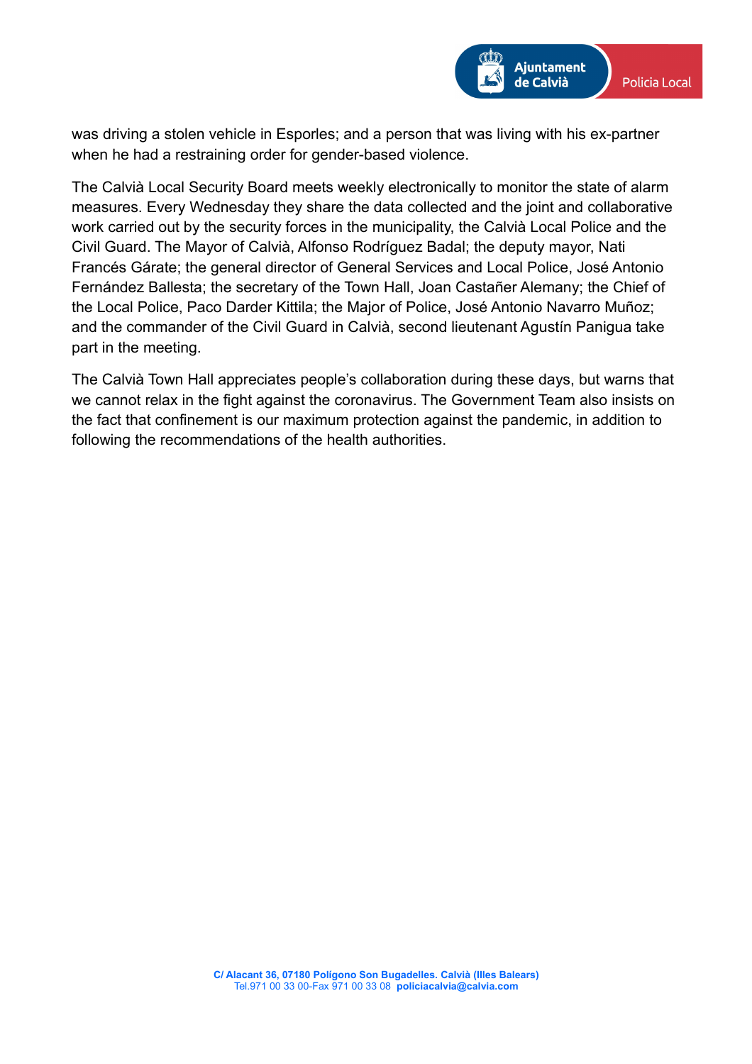was driving a stolen vehicle in Esporles; and a person that was living with his ex-partner when he had a restraining order for gender-based violence.

The Calvià Local Security Board meets weekly electronically to monitor the state of alarm measures. Every Wednesday they share the data collected and the joint and collaborative work carried out by the security forces in the municipality, the Calvià Local Police and the Civil Guard. The Mayor of Calvià, Alfonso Rodríguez Badal; the deputy mayor, Nati Francés Gárate; the general director of General Services and Local Police, José Antonio Fernández Ballesta; the secretary of the Town Hall, Joan Castañer Alemany; the Chief of the Local Police, Paco Darder Kittila; the Major of Police, José Antonio Navarro Muñoz; and the commander of the Civil Guard in Calvià, second lieutenant Agustín Panigua take part in the meeting.

The Calvià Town Hall appreciates people's collaboration during these days, but warns that we cannot relax in the fight against the coronavirus. The Government Team also insists on the fact that confinement is our maximum protection against the pandemic, in addition to following the recommendations of the health authorities.